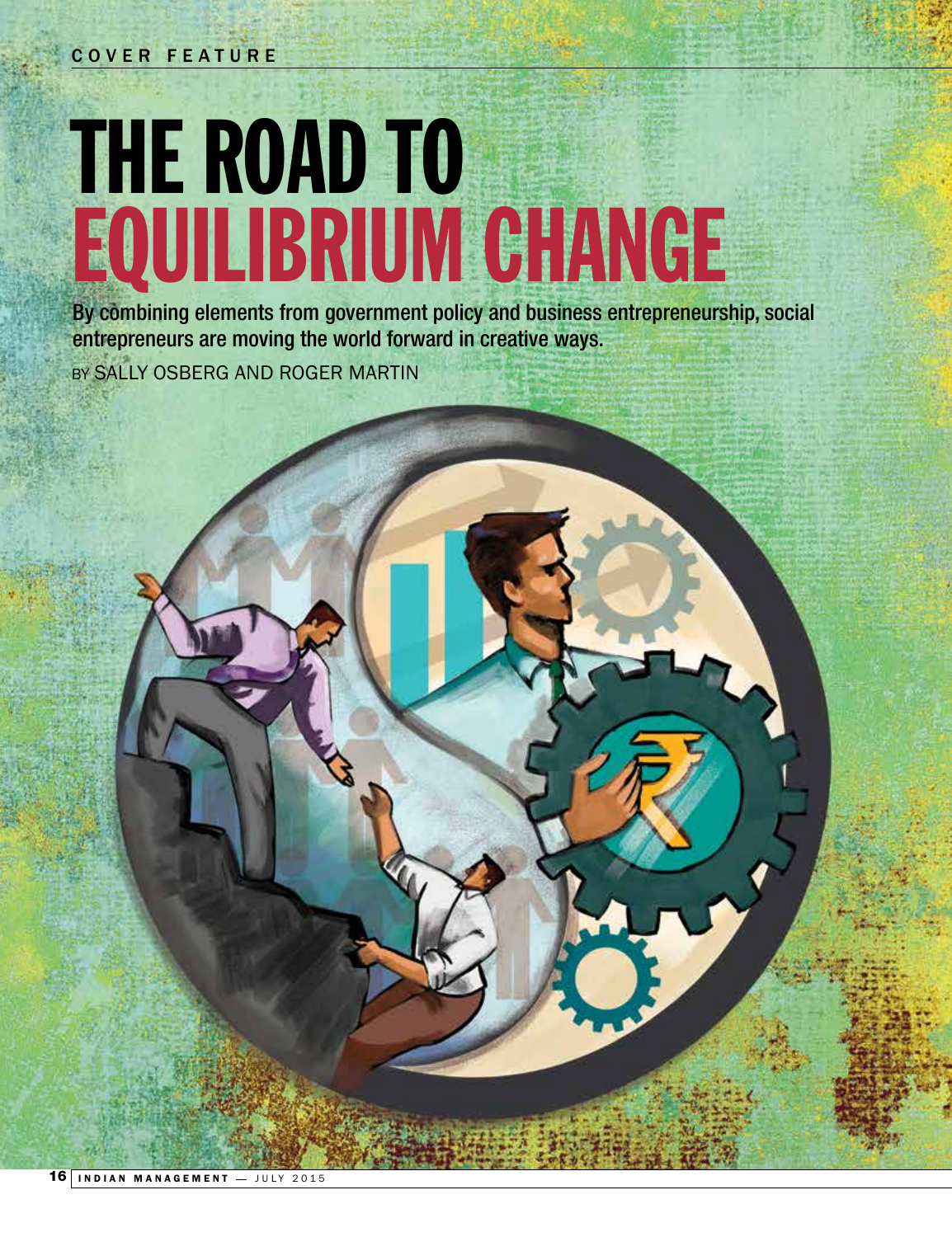COVER FEATURE

# THE ROAD TO EQUILIBRIUM CHANGE

**By combining elements from government policy and business entrepreneurship, social entrepreneurs are moving the world forward in creative ways.**

BY SALLY OSBERG AND ROGER MARTIN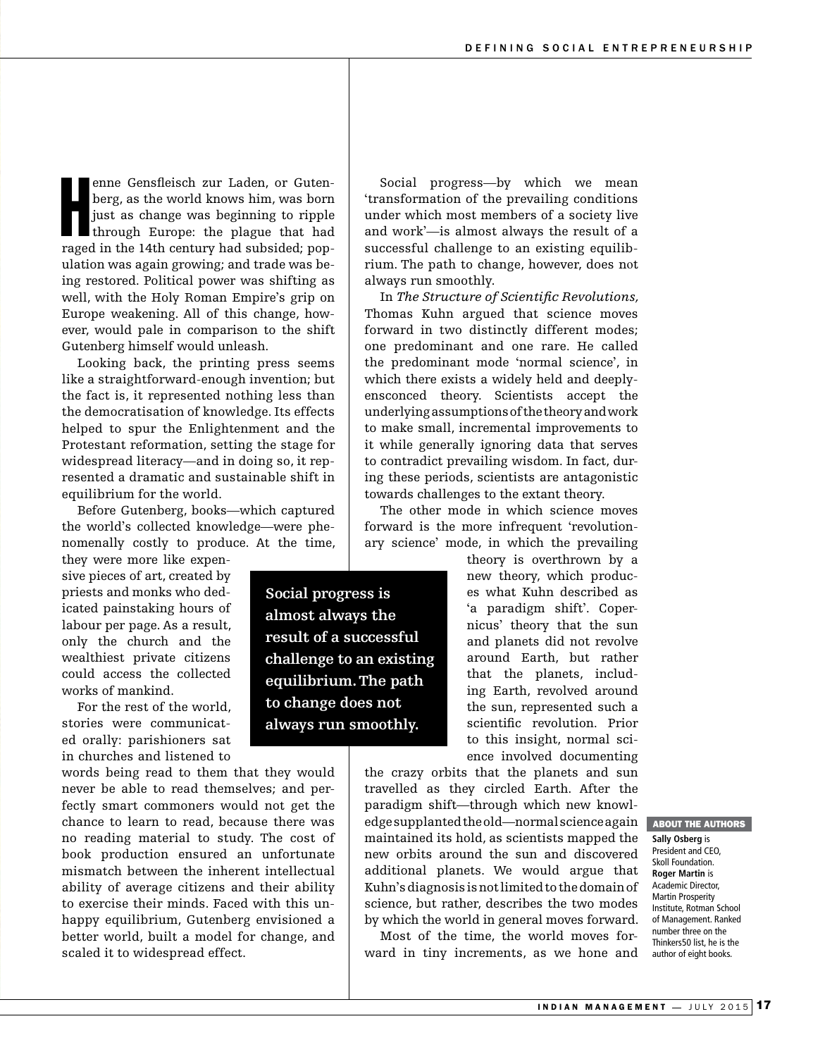Henne Gensfleisch zur Laden, or Gutenberg, as the world knows him, was born just as change was beginning to ripple through Europe: the plague that had raged in the 14th century had subsided; population was again growing; and trade was being restored. Political power was shifting as well, with the Holy Roman Empire's grip on Europe weakening. All of this change, however, would pale in comparison to the shift Gutenberg himself would unleash.

Looking back, the printing press seems like a straightforward-enough invention; but the fact is, it represented nothing less than the democratisation of knowledge. Its effects helped to spur the Enlightenment and the Protestant reformation, setting the stage for widespread literacy—and in doing so, it represented a dramatic and sustainable shift in equilibrium for the world.

Before Gutenberg, books—which captured the world's collected knowledge—were phenomenally costly to produce. At the time, they were more like expensive pieces of art, created by priests and monks who dedicated painstaking hours of labour per page. As a result, only the church and the wealthiest private citizens could access the collected works of mankind.

For the rest of the world, stories were communicated orally: parishioners sat in churches and listened to words being read to them that they would never be able to read themselves; and perfectly smart commoners would not get the chance to learn to read, because there was no reading material to study. The cost of book production ensured an unfortunate mismatch between the inherent intellectual ability of average citizens and their ability to exercise their minds. Faced with this unhappy equilibrium, Gutenberg envisioned a better world, built a model for change, and scaled it to widespread effect.

**Social progress is almost always the result of a successful challenge to an existing equilibrium. The path to change does not always run smoothly.**

Social progress—by which we mean 'transformation of the prevailing conditions under which most members of a society live and work'—is almost always the result of a successful challenge to an existing equilibrium. The path to change, however, does not always run smoothly.

In *The Structure of Scientific Revolutions,* Thomas Kuhn argued that science moves forward in two distinctly different modes; one predominant and one rare. He called the predominant mode 'normal science', in which there exists a widely held and deeply-ensconced theory. Scientists accept the underlying assumptions of the theory and work to make small, incremental improvements to it while generally ignoring data that serves to contradict prevailing wisdom. In fact, during these periods, scientists are antagonistic towards challenges to the extant theory.

The other mode in which science moves forward is the more infrequent 'revolutionary science' mode, in which the prevailing theory is overthrown by a new theory, which produces what Kuhn described as 'a paradigm shift'. Copernicus' theory that the sun and planets did not revolve around Earth, but rather that the planets, including Earth, revolved around the sun, represented such a scientific revolution. Prior to this insight, normal science involved documenting the crazy orbits that the planets and sun travelled as they circled Earth. After the paradigm shift—through which new knowledge supplanted the old—normal science again maintained its hold, as scientists mapped the new orbits around the sun and discovered additional planets. We would argue that Kuhn's diagnosis is not limited to the domain of science, but rather, describes the two modes by which the world in general moves forward.

Most of the time, the world moves forward in tiny increments, as we hone and

**ABOUT THE AUTHORS**

**Sally Osberg** is President and CEO, Skoll Foundation. **Roger Martin** is Academic Director, Martin Prosperity Institute, Rotman School of Management. Ranked number three on the Thinkers50 list, he is the author of eight books.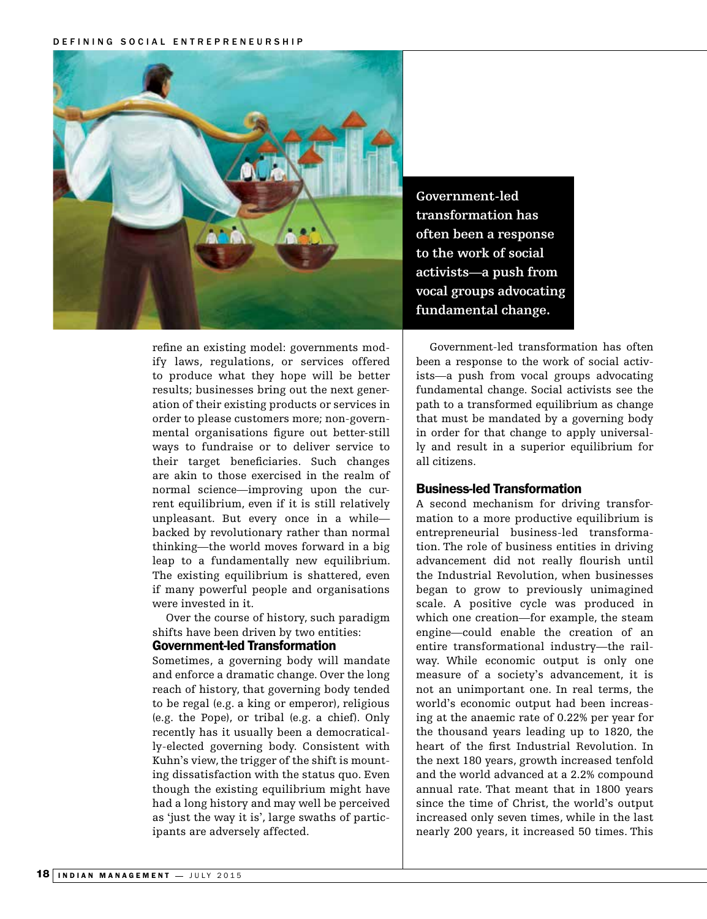**Government-led transformation has often been a response to the work of social activists—a push from vocal groups advocating fundamental change.**

refine an existing model: governments modify laws, regulations, or services offered to produce what they hope will be better results; businesses bring out the next generation of their existing products or services in order to please customers more; non-governmental organisations figure out better-still ways to fundraise or to deliver service to their target beneficiaries. Such changes are akin to those exercised in the realm of normal science—improving upon the current equilibrium, even if it is still relatively unpleasant. But every once in a while—backed by revolutionary rather than normal thinking—the world moves forward in a big leap to a fundamentally new equilibrium. The existing equilibrium is shattered, even if many powerful people and organisations were invested in it.

Over the course of history, such paradigm shifts have been driven by two entities:

### Government-led Transformation

Sometimes, a governing body will mandate and enforce a dramatic change. Over the long reach of history, that governing body tended to be regal (e.g. a king or emperor), religious (e.g. the Pope), or tribal (e.g. a chief). Only recently has it usually been a democratically-elected governing body. Consistent with Kuhn's view, the trigger of the shift is mounting dissatisfaction with the status quo. Even though the existing equilibrium might have had a long history and may well be perceived as 'just the way it is', large swaths of participants are adversely affected.

Government-led transformation has often been a response to the work of social activists—a push from vocal groups advocating fundamental change. Social activists see the path to a transformed equilibrium as change that must be mandated by a governing body in order for that change to apply universally and result in a superior equilibrium for all citizens.

### Business-led Transformation

A second mechanism for driving transformation to a more productive equilibrium is entrepreneurial business-led transformation. The role of business entities in driving advancement did not really flourish until the Industrial Revolution, when businesses began to grow to previously unimagined scale. A positive cycle was produced in which one creation—for example, the steam engine—could enable the creation of an entire transformational industry—the railway. While economic output is only one measure of a society's advancement, it is not an unimportant one. In real terms, the world's economic output had been increasing at the anaemic rate of 0.22% per year for the thousand years leading up to 1820, the heart of the first Industrial Revolution. In the next 180 years, growth increased tenfold and the world advanced at a 2.2% compound annual rate. That meant that in 1800 years since the time of Christ, the world's output increased only seven times, while in the last nearly 200 years, it increased 50 times. This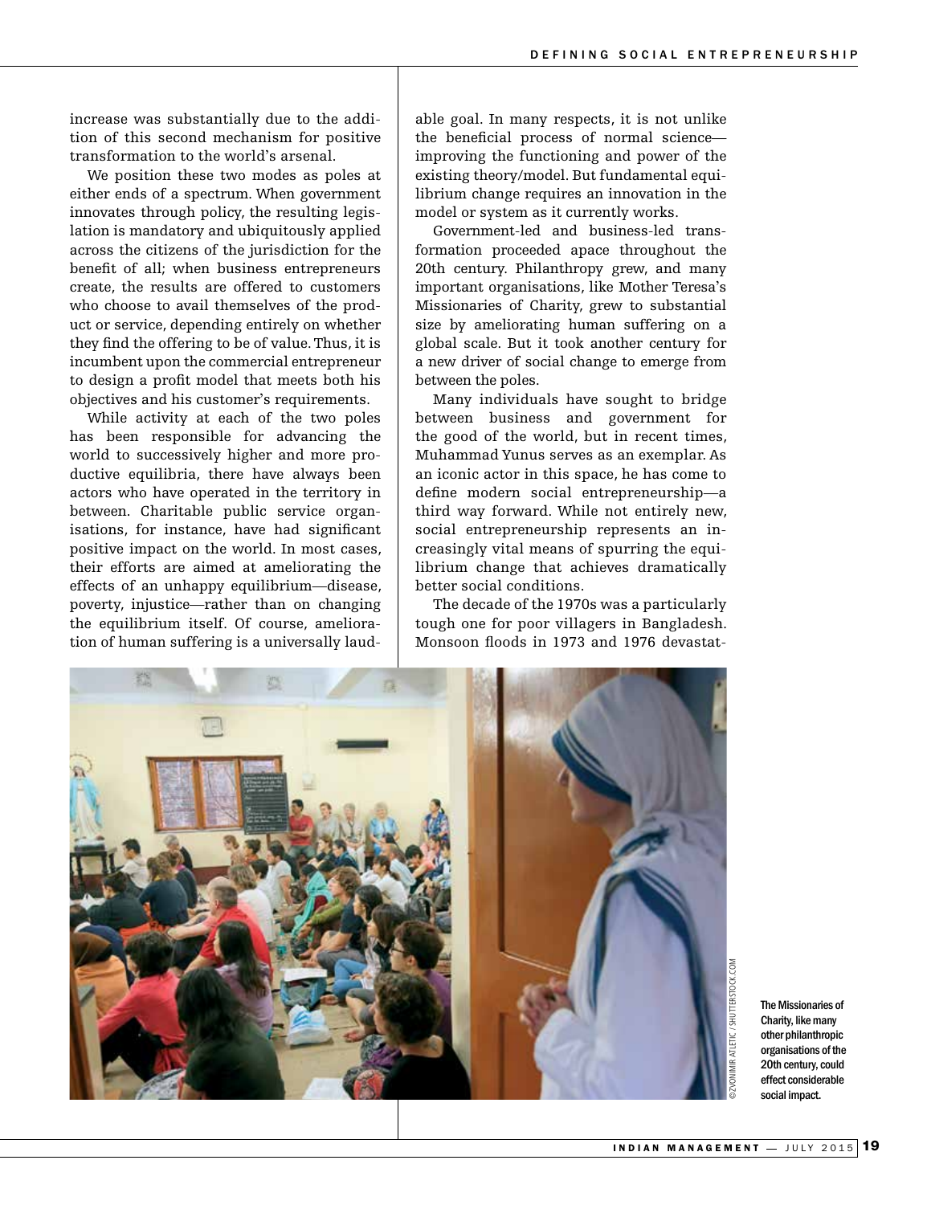increase was substantially due to the addition of this second mechanism for positive transformation to the world's arsenal.

We position these two modes as poles at either ends of a spectrum. When government innovates through policy, the resulting legislation is mandatory and ubiquitously applied across the citizens of the jurisdiction for the benefit of all; when business entrepreneurs create, the results are offered to customers who choose to avail themselves of the product or service, depending entirely on whether they find the offering to be of value. Thus, it is incumbent upon the commercial entrepreneur to design a profit model that meets both his objectives and his customer's requirements.

While activity at each of the two poles has been responsible for advancing the world to successively higher and more productive equilibria, there have always been actors who have operated in the territory in between. Charitable public service organisations, for instance, have had significant positive impact on the world. In most cases, their efforts are aimed at ameliorating the effects of an unhappy equilibrium—disease, poverty, injustice—rather than on changing the equilibrium itself. Of course, amelioration of human suffering is a universally laudable goal. In many respects, it is not unlike the beneficial process of normal science—improving the functioning and power of the existing theory/model. But fundamental equilibrium change requires an innovation in the model or system as it currently works.

Government-led and business-led transformation proceeded apace throughout the 20th century. Philanthropy grew, and many important organisations, like Mother Teresa's Missionaries of Charity, grew to substantial size by ameliorating human suffering on a global scale. But it took another century for a new driver of social change to emerge from between the poles.

Many individuals have sought to bridge between business and government for the good of the world, but in recent times, Muhammad Yunus serves as an exemplar. As an iconic actor in this space, he has come to define modern social entrepreneurship—a third way forward. While not entirely new, social entrepreneurship represents an increasingly vital means of spurring the equilibrium change that achieves dramatically better social conditions.

The decade of the 1970s was a particularly tough one for poor villagers in Bangladesh. Monsoon floods in 1973 and 1976 devastat-

The Missionaries of Charity, like many other philanthropic organisations of the 20th century, could effect considerable social impact.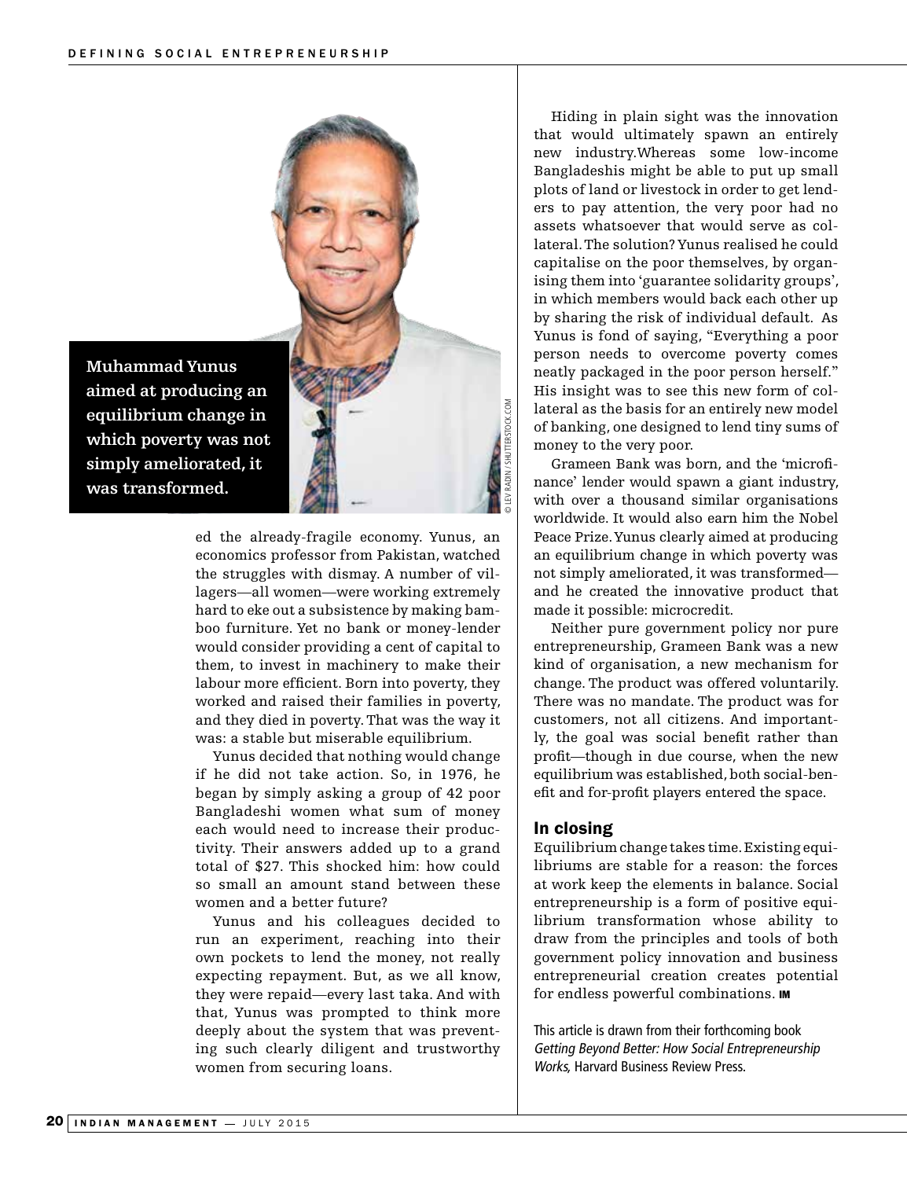**Muhammad Yunus aimed at producing an equilibrium change in which poverty was not simply ameliorated, it was transformed.**

© LEV RADIN / SHUTTERSTOCK.COM

ed the already-fragile economy. Yunus, an economics professor from Pakistan, watched the struggles with dismay. A number of villagers—all women—were working extremely hard to eke out a subsistence by making bamboo furniture. Yet no bank or money-lender would consider providing a cent of capital to them, to invest in machinery to make their labour more efficient. Born into poverty, they worked and raised their families in poverty, and they died in poverty. That was the way it was: a stable but miserable equilibrium.

Yunus decided that nothing would change if he did not take action. So, in 1976, he began by simply asking a group of 42 poor Bangladeshi women what sum of money each would need to increase their productivity. Their answers added up to a grand total of $27. This shocked him: how could so small an amount stand between these women and a better future?

Yunus and his colleagues decided to run an experiment, reaching into their own pockets to lend the money, not really expecting repayment. But, as we all know, they were repaid—every last taka. And with that, Yunus was prompted to think more deeply about the system that was preventing such clearly diligent and trustworthy women from securing loans.

Hiding in plain sight was the innovation that would ultimately spawn an entirely new industry.Whereas some low-income Bangladeshis might be able to put up small plots of land or livestock in order to get lenders to pay attention, the very poor had no assets whatsoever that would serve as collateral. The solution? Yunus realised he could capitalise on the poor themselves, by organising them into 'guarantee solidarity groups', in which members would back each other up by sharing the risk of individual default. As Yunus is fond of saying, "Everything a poor person needs to overcome poverty comes neatly packaged in the poor person herself." His insight was to see this new form of collateral as the basis for an entirely new model of banking, one designed to lend tiny sums of money to the very poor.

Grameen Bank was born, and the 'microfinance' lender would spawn a giant industry, with over a thousand similar organisations worldwide. It would also earn him the Nobel Peace Prize. Yunus clearly aimed at producing an equilibrium change in which poverty was not simply ameliorated, it was transformed—and he created the innovative product that made it possible: microcredit.

Neither pure government policy nor pure entrepreneurship, Grameen Bank was a new kind of organisation, a new mechanism for change. The product was offered voluntarily. There was no mandate. The product was for customers, not all citizens. And importantly, the goal was social benefit rather than profit—though in due course, when the new equilibrium was established, both social-benefit and for-profit players entered the space.

## In closing

Equilibrium change takes time. Existing equilibriums are stable for a reason: the forces at work keep the elements in balance. Social entrepreneurship is a form of positive equilibrium transformation whose ability to draw from the principles and tools of both government policy innovation and business entrepreneurial creation creates potential for endless powerful combinations. **IM**

This article is drawn from their forthcoming book *Getting Beyond Better: How Social Entrepreneurship Works*, Harvard Business Review Press.